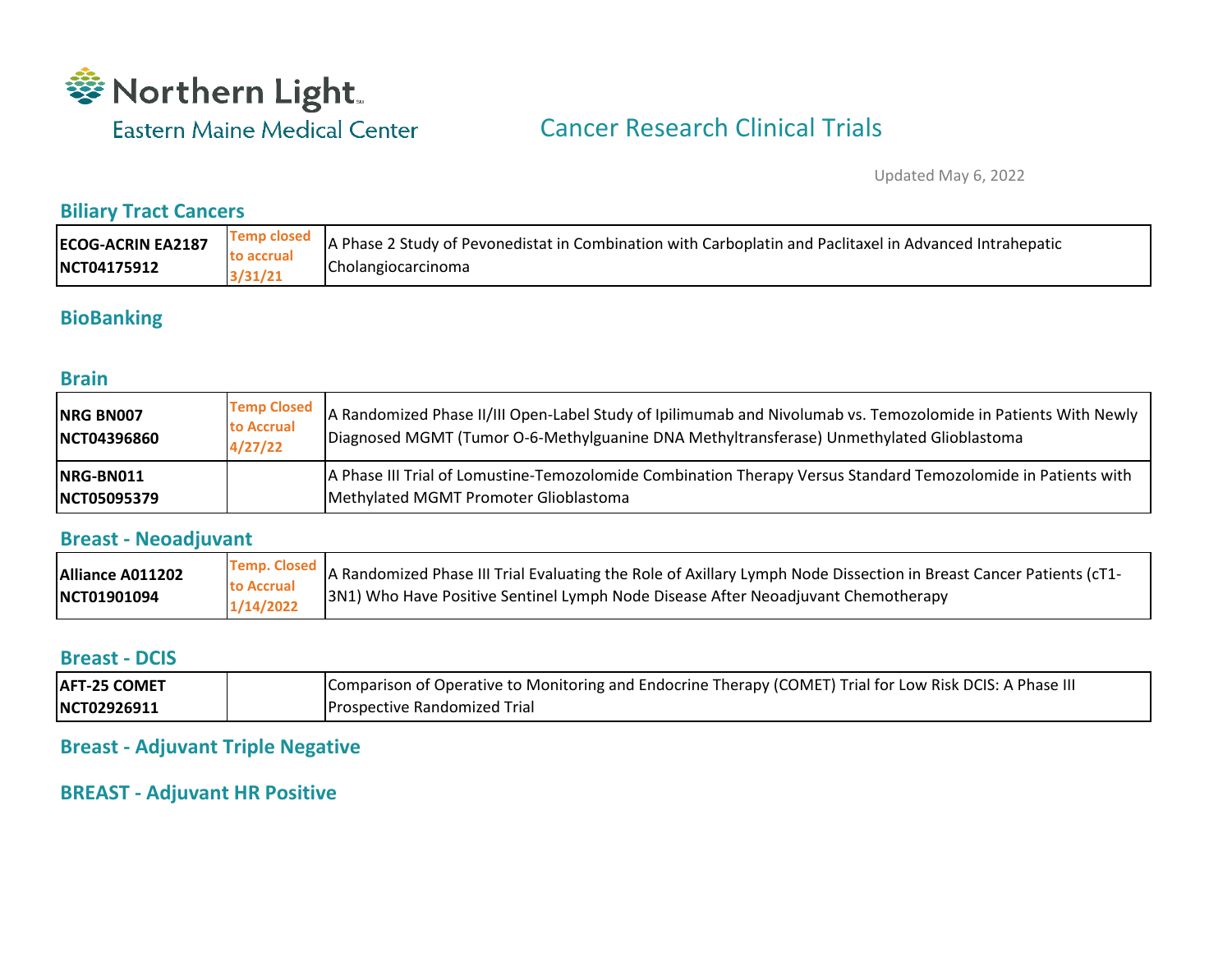Northern Light
Eastern Maine Medical Center

# Cancer Research Clinical Trials

Updated May 6, 2022

## Biliary Tract Cancers

| | | |
|---|---|---|
| **ECOG-ACRIN EA2187 NCT04175912** | Temp closed to accrual 3/31/21 | A Phase 2 Study of Pevonedistat in Combination with Carboplatin and Paclitaxel in Advanced Intrahepatic Cholangiocarcinoma |

## BioBanking

## Brain

| | | |
|---|---|---|
| **NRG BN007 NCT04396860** | Temp Closed to Accrual 4/27/22 | A Randomized Phase II/III Open-Label Study of Ipilimumab and Nivolumab vs. Temozolomide in Patients With Newly Diagnosed MGMT (Tumor O-6-Methylguanine DNA Methyltransferase) Unmethylated Glioblastoma |
| **NRG-BN011 NCT05095379** | | A Phase III Trial of Lomustine-Temozolomide Combination Therapy Versus Standard Temozolomide in Patients with Methylated MGMT Promoter Glioblastoma |

## Breast - Neoadjuvant

| | | |
|---|---|---|
| **Alliance A011202 NCT01901094** | Temp. Closed to Accrual 1/14/2022 | A Randomized Phase III Trial Evaluating the Role of Axillary Lymph Node Dissection in Breast Cancer Patients (cT1-3N1) Who Have Positive Sentinel Lymph Node Disease After Neoadjuvant Chemotherapy |

## Breast - DCIS

| | | |
|---|---|---|
| **AFT-25 COMET NCT02926911** | | Comparison of Operative to Monitoring and Endocrine Therapy (COMET) Trial for Low Risk DCIS: A Phase III Prospective Randomized Trial |

## Breast - Adjuvant Triple Negative

## BREAST - Adjuvant HR Positive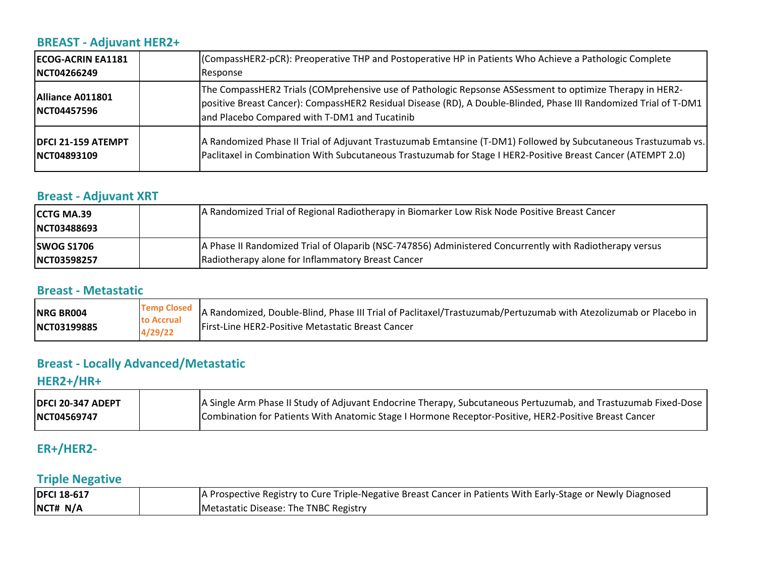## BREAST - Adjuvant HER2+

| | | |
|---|---|---|
| **ECOG-ACRIN EA1181 NCT04266249** | | (CompassHER2-pCR): Preoperative THP and Postoperative HP in Patients Who Achieve a Pathologic Complete Response |
| **Alliance A011801 NCT04457596** | | The CompassHER2 Trials (COMprehensive use of Pathologic Repsonse ASSessment to optimize Therapy in HER2-positive Breast Cancer): CompassHER2 Residual Disease (RD), A Double-Blinded, Phase III Randomized Trial of T-DM1 and Placebo Compared with T-DM1 and Tucatinib |
| **DFCI 21-159 ATEMPT NCT04893109** | | A Randomized Phase II Trial of Adjuvant Trastuzumab Emtansine (T-DM1) Followed by Subcutaneous Trastuzumab vs. Paclitaxel in Combination With Subcutaneous Trastuzumab for Stage I HER2-Positive Breast Cancer (ATEMPT 2.0) |

## Breast - Adjuvant XRT

| | | |
|---|---|---|
| **CCTG MA.39 NCT03488693** | | A Randomized Trial of Regional Radiotherapy in Biomarker Low Risk Node Positive Breast Cancer |
| **SWOG S1706 NCT03598257** | | A Phase II Randomized Trial of Olaparib (NSC-747856) Administered Concurrently with Radiotherapy versus Radiotherapy alone for Inflammatory Breast Cancer |

## Breast - Metastatic

| | | |
|---|---|---|
| **NRG BR004 NCT03199885** | Temp Closed to Accrual 4/29/22 | A Randomized, Double-Blind, Phase III Trial of Paclitaxel/Trastuzumab/Pertuzumab with Atezolizumab or Placebo in First-Line HER2-Positive Metastatic Breast Cancer |

## Breast - Locally Advanced/Metastatic

## HER2+/HR+

| | | |
|---|---|---|
| **DFCI 20-347 ADEPT NCT04569747** | | A Single Arm Phase II Study of Adjuvant Endocrine Therapy, Subcutaneous Pertuzumab, and Trastuzumab Fixed-Dose Combination for Patients With Anatomic Stage I Hormone Receptor-Positive, HER2-Positive Breast Cancer |

## ER+/HER2-

## Triple Negative

| | | |
|---|---|---|
| **DFCI 18-617 NCT# N/A** | | A Prospective Registry to Cure Triple-Negative Breast Cancer in Patients With Early-Stage or Newly Diagnosed Metastatic Disease: The TNBC Registry |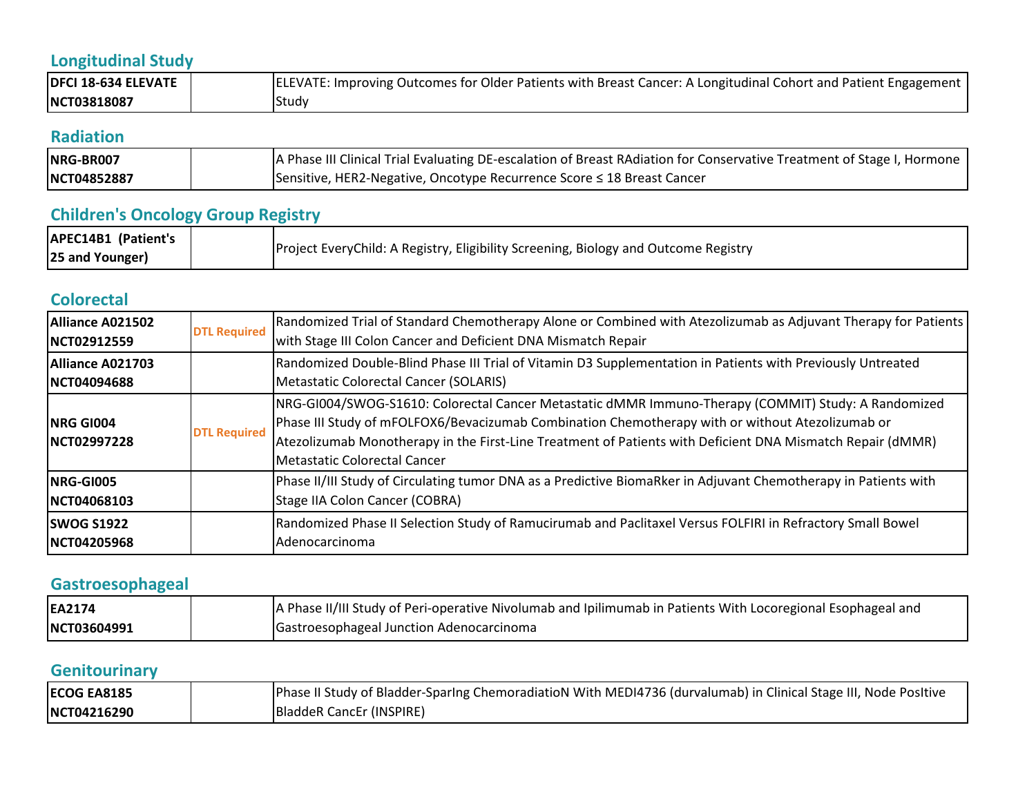## Longitudinal Study

| | | |
|---|---|---|
| **DFCI 18-634 ELEVATE NCT03818087** | | ELEVATE: Improving Outcomes for Older Patients with Breast Cancer: A Longitudinal Cohort and Patient Engagement Study |

## Radiation

| | | |
|---|---|---|
| **NRG-BR007 NCT04852887** | | A Phase III Clinical Trial Evaluating DE-escalation of Breast RAdiation for Conservative Treatment of Stage I, Hormone Sensitive, HER2-Negative, Oncotype Recurrence Score ≤ 18 Breast Cancer |

## Children's Oncology Group Registry

| | | |
|---|---|---|
| **APEC14B1 (Patient's 25 and Younger)** | | Project EveryChild: A Registry, Eligibility Screening, Biology and Outcome Registry |

## Colorectal

| | | |
|---|---|---|
| **Alliance A021502 NCT02912559** | DTL Required | Randomized Trial of Standard Chemotherapy Alone or Combined with Atezolizumab as Adjuvant Therapy for Patients with Stage III Colon Cancer and Deficient DNA Mismatch Repair |
| **Alliance A021703 NCT04094688** | | Randomized Double-Blind Phase III Trial of Vitamin D3 Supplementation in Patients with Previously Untreated Metastatic Colorectal Cancer (SOLARIS) |
| **NRG GI004 NCT02997228** | DTL Required | NRG-GI004/SWOG-S1610: Colorectal Cancer Metastatic dMMR Immuno-Therapy (COMMIT) Study: A Randomized Phase III Study of mFOLFOX6/Bevacizumab Combination Chemotherapy with or without Atezolizumab or Atezolizumab Monotherapy in the First-Line Treatment of Patients with Deficient DNA Mismatch Repair (dMMR) Metastatic Colorectal Cancer |
| **NRG-GI005 NCT04068103** | | Phase II/III Study of Circulating tumor DNA as a Predictive BiomaRker in Adjuvant Chemotherapy in Patients with Stage IIA Colon Cancer (COBRA) |
| **SWOG S1922 NCT04205968** | | Randomized Phase II Selection Study of Ramucirumab and Paclitaxel Versus FOLFIRI in Refractory Small Bowel Adenocarcinoma |

## Gastroesophageal

| | | |
|---|---|---|
| **EA2174 NCT03604991** | | A Phase II/III Study of Peri-operative Nivolumab and Ipilimumab in Patients With Locoregional Esophageal and Gastroesophageal Junction Adenocarcinoma |

## Genitourinary

| | | |
|---|---|---|
| **ECOG EA8185 NCT04216290** | | Phase II Study of Bladder-SparIng ChemoradiatioN With MEDI4736 (durvalumab) in Clinical Stage III, Node PosItive BladdeR CancEr (INSPIRE) |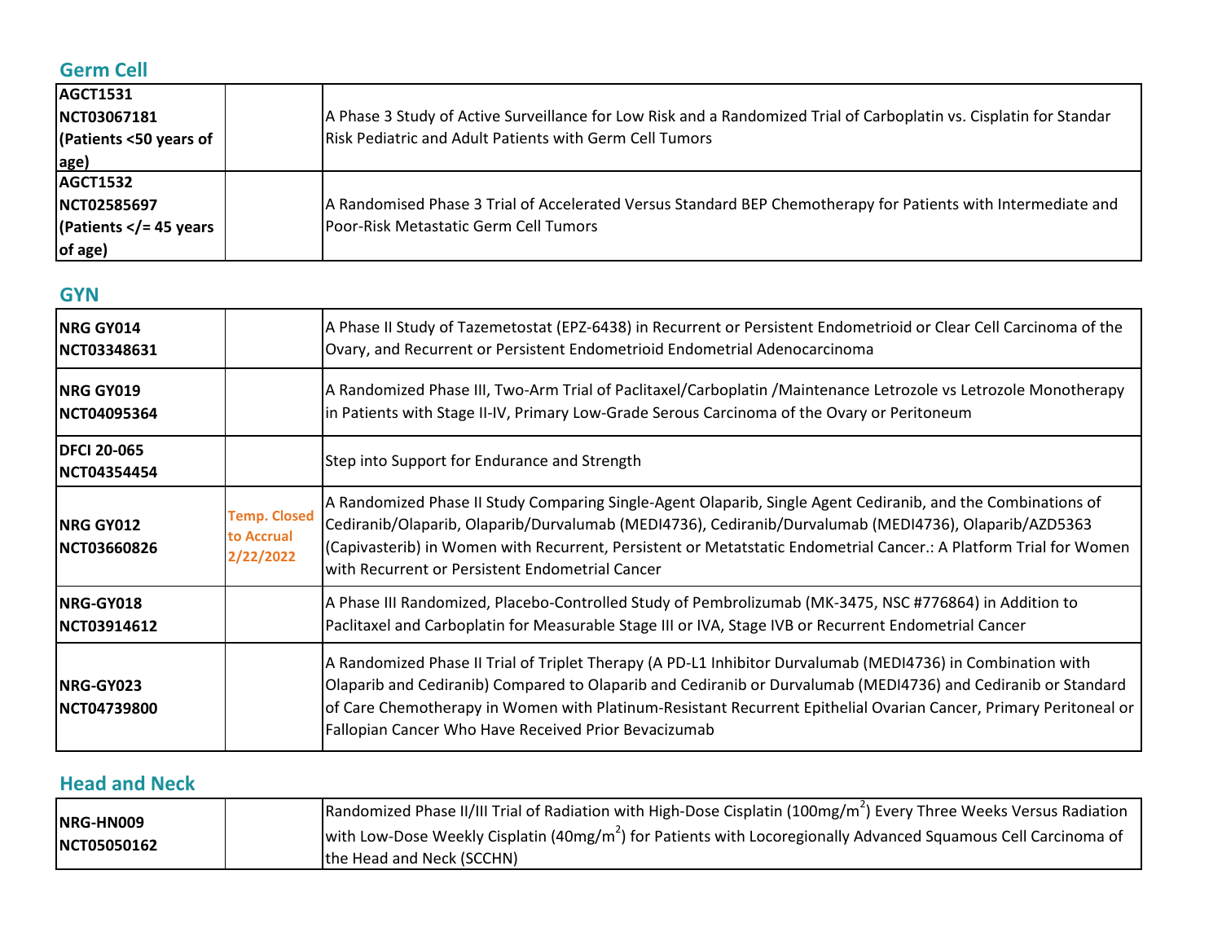## Germ Cell

| | | |
|---|---|---|
| **AGCT1531 NCT03067181 (Patients <50 years of age)** | | A Phase 3 Study of Active Surveillance for Low Risk and a Randomized Trial of Carboplatin vs. Cisplatin for Standar Risk Pediatric and Adult Patients with Germ Cell Tumors |
| **AGCT1532 NCT02585697 (Patients </= 45 years of age)** | | A Randomised Phase 3 Trial of Accelerated Versus Standard BEP Chemotherapy for Patients with Intermediate and Poor-Risk Metastatic Germ Cell Tumors |

## GYN

| | | |
|---|---|---|
| **NRG GY014 NCT03348631** | | A Phase II Study of Tazemetostat (EPZ-6438) in Recurrent or Persistent Endometrioid or Clear Cell Carcinoma of the Ovary, and Recurrent or Persistent Endometrioid Endometrial Adenocarcinoma |
| **NRG GY019 NCT04095364** | | A Randomized Phase III, Two-Arm Trial of Paclitaxel/Carboplatin /Maintenance Letrozole vs Letrozole Monotherapy in Patients with Stage II-IV, Primary Low-Grade Serous Carcinoma of the Ovary or Peritoneum |
| **DFCI 20-065 NCT04354454** | | Step into Support for Endurance and Strength |
| **NRG GY012 NCT03660826** | **Temp. Closed to Accrual 2/22/2022** | A Randomized Phase II Study Comparing Single-Agent Olaparib, Single Agent Cediranib, and the Combinations of Cediranib/Olaparib, Olaparib/Durvalumab (MEDI4736), Cediranib/Durvalumab (MEDI4736), Olaparib/AZD5363 (Capivasterib) in Women with Recurrent, Persistent or Metatstatic Endometrial Cancer.: A Platform Trial for Women with Recurrent or Persistent Endometrial Cancer |
| **NRG-GY018 NCT03914612** | | A Phase III Randomized, Placebo-Controlled Study of Pembrolizumab (MK-3475, NSC #776864) in Addition to Paclitaxel and Carboplatin for Measurable Stage III or IVA, Stage IVB or Recurrent Endometrial Cancer |
| **NRG-GY023 NCT04739800** | | A Randomized Phase II Trial of Triplet Therapy (A PD-L1 Inhibitor Durvalumab (MEDI4736) in Combination with Olaparib and Cediranib) Compared to Olaparib and Cediranib or Durvalumab (MEDI4736) and Cediranib or Standard of Care Chemotherapy in Women with Platinum-Resistant Recurrent Epithelial Ovarian Cancer, Primary Peritoneal or Fallopian Cancer Who Have Received Prior Bevacizumab |

## Head and Neck

| | | |
|---|---|---|
| **NRG-HN009 NCT05050162** | | Randomized Phase II/III Trial of Radiation with High-Dose Cisplatin ($100mg/m^2$) Every Three Weeks Versus Radiation with Low-Dose Weekly Cisplatin ($40mg/m^2$) for Patients with Locoregionally Advanced Squamous Cell Carcinoma of the Head and Neck (SCCHN) |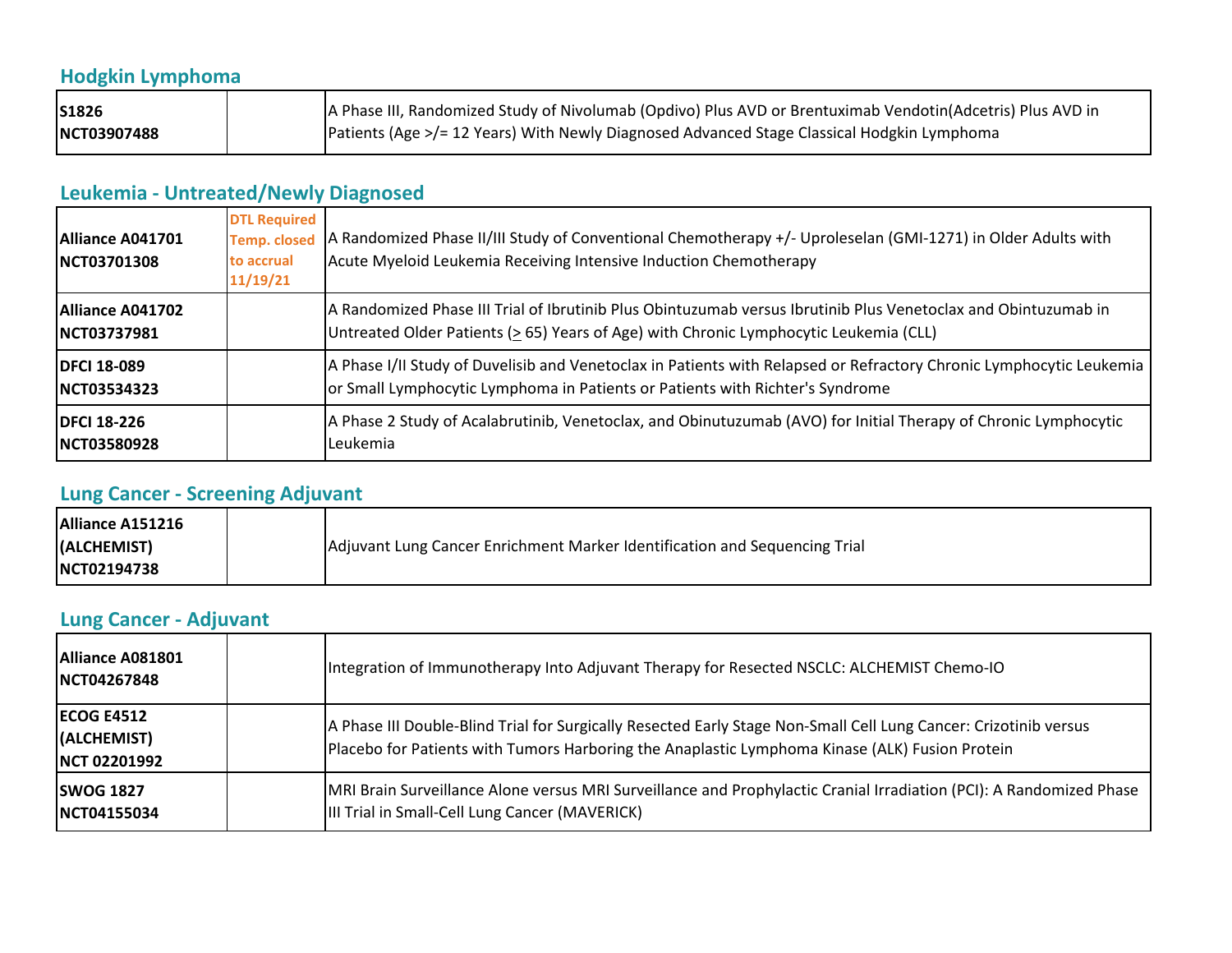## Hodgkin Lymphoma

| | | |
|---|---|---|
| **S1826**<br>**NCT03907488** | | A Phase III, Randomized Study of Nivolumab (Opdivo) Plus AVD or Brentuximab Vendotin(Adcetris) Plus AVD in Patients (Age >/= 12 Years) With Newly Diagnosed Advanced Stage Classical Hodgkin Lymphoma |

## Leukemia - Untreated/Newly Diagnosed

| | | |
|---|---|---|
| **Alliance A041701**<br>**NCT03701308** | **DTL Required Temp. closed to accrual 11/19/21** | A Randomized Phase II/III Study of Conventional Chemotherapy +/- Uproleselan (GMI-1271) in Older Adults with Acute Myeloid Leukemia Receiving Intensive Induction Chemotherapy |
| **Alliance A041702**<br>**NCT03737981** | | A Randomized Phase III Trial of Ibrutinib Plus Obintuzumab versus Ibrutinib Plus Venetoclax and Obintuzumab in Untreated Older Patients (≥ 65) Years of Age) with Chronic Lymphocytic Leukemia (CLL) |
| **DFCI 18-089**<br>**NCT03534323** | | A Phase I/II Study of Duvelisib and Venetoclax in Patients with Relapsed or Refractory Chronic Lymphocytic Leukemia or Small Lymphocytic Lymphoma in Patients or Patients with Richter's Syndrome |
| **DFCI 18-226**<br>**NCT03580928** | | A Phase 2 Study of Acalabrutinib, Venetoclax, and Obinutuzumab (AVO) for Initial Therapy of Chronic Lymphocytic Leukemia |

## Lung Cancer - Screening Adjuvant

| | | |
|---|---|---|
| **Alliance A151216**<br>**(ALCHEMIST)**<br>**NCT02194738** | | Adjuvant Lung Cancer Enrichment Marker Identification and Sequencing Trial |

## Lung Cancer - Adjuvant

| | | |
|---|---|---|
| **Alliance A081801**<br>**NCT04267848** | | Integration of Immunotherapy Into Adjuvant Therapy for Resected NSCLC: ALCHEMIST Chemo-IO |
| **ECOG E4512**<br>**(ALCHEMIST)**<br>**NCT 02201992** | | A Phase III Double-Blind Trial for Surgically Resected Early Stage Non-Small Cell Lung Cancer: Crizotinib versus Placebo for Patients with Tumors Harboring the Anaplastic Lymphoma Kinase (ALK) Fusion Protein |
| **SWOG 1827**<br>**NCT04155034** | | MRI Brain Surveillance Alone versus MRI Surveillance and Prophylactic Cranial Irradiation (PCI): A Randomized Phase III Trial in Small-Cell Lung Cancer (MAVERICK) |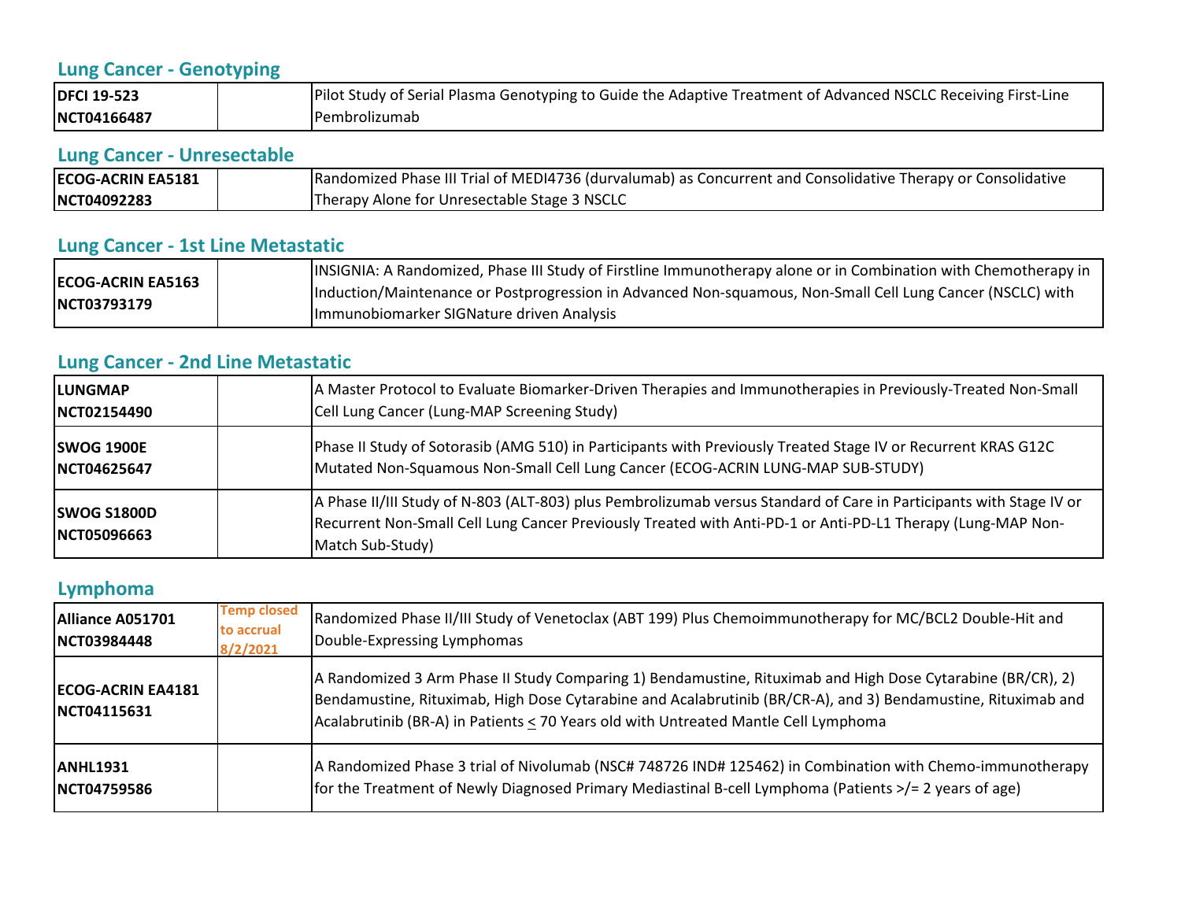## Lung Cancer - Genotyping

| | | |
|---|---|---|
| **DFCI 19-523**<br>**NCT04166487** | | Pilot Study of Serial Plasma Genotyping to Guide the Adaptive Treatment of Advanced NSCLC Receiving First-Line Pembrolizumab |

## Lung Cancer - Unresectable

| | | |
|---|---|---|
| **ECOG-ACRIN EA5181**<br>**NCT04092283** | | Randomized Phase III Trial of MEDI4736 (durvalumab) as Concurrent and Consolidative Therapy or Consolidative Therapy Alone for Unresectable Stage 3 NSCLC |

## Lung Cancer - 1st Line Metastatic

| | | |
|---|---|---|
| **ECOG-ACRIN EA5163**<br>**NCT03793179** | | INSIGNIA: A Randomized, Phase III Study of Firstline Immunotherapy alone or in Combination with Chemotherapy in Induction/Maintenance or Postprogression in Advanced Non-squamous, Non-Small Cell Lung Cancer (NSCLC) with Immunobiomarker SIGNature driven Analysis |

## Lung Cancer - 2nd Line Metastatic

| | | |
|---|---|---|
| **LUNGMAP**<br>**NCT02154490** | | A Master Protocol to Evaluate Biomarker-Driven Therapies and Immunotherapies in Previously-Treated Non-Small Cell Lung Cancer (Lung-MAP Screening Study) |
| **SWOG 1900E**<br>**NCT04625647** | | Phase II Study of Sotorasib (AMG 510) in Participants with Previously Treated Stage IV or Recurrent KRAS G12C Mutated Non-Squamous Non-Small Cell Lung Cancer (ECOG-ACRIN LUNG-MAP SUB-STUDY) |
| **SWOG S1800D**<br>**NCT05096663** | | A Phase II/III Study of N-803 (ALT-803) plus Pembrolizumab versus Standard of Care in Participants with Stage IV or Recurrent Non-Small Cell Lung Cancer Previously Treated with Anti-PD-1 or Anti-PD-L1 Therapy (Lung-MAP Non-Match Sub-Study) |

## Lymphoma

| | | |
|---|---|---|
| **Alliance A051701**<br>**NCT03984448** | Temp closed to accrual 8/2/2021 | Randomized Phase II/III Study of Venetoclax (ABT 199) Plus Chemoimmunotherapy for MC/BCL2 Double-Hit and Double-Expressing Lymphomas |
| **ECOG-ACRIN EA4181**<br>**NCT04115631** | | A Randomized 3 Arm Phase II Study Comparing 1) Bendamustine, Rituximab and High Dose Cytarabine (BR/CR), 2) Bendamustine, Rituximab, High Dose Cytarabine and Acalabrutinib (BR/CR-A), and 3) Bendamustine, Rituximab and Acalabrutinib (BR-A) in Patients ≤ 70 Years old with Untreated Mantle Cell Lymphoma |
| **ANHL1931**<br>**NCT04759586** | | A Randomized Phase 3 trial of Nivolumab (NSC# 748726 IND# 125462) in Combination with Chemo-immunotherapy for the Treatment of Newly Diagnosed Primary Mediastinal B-cell Lymphoma (Patients >/= 2 years of age) |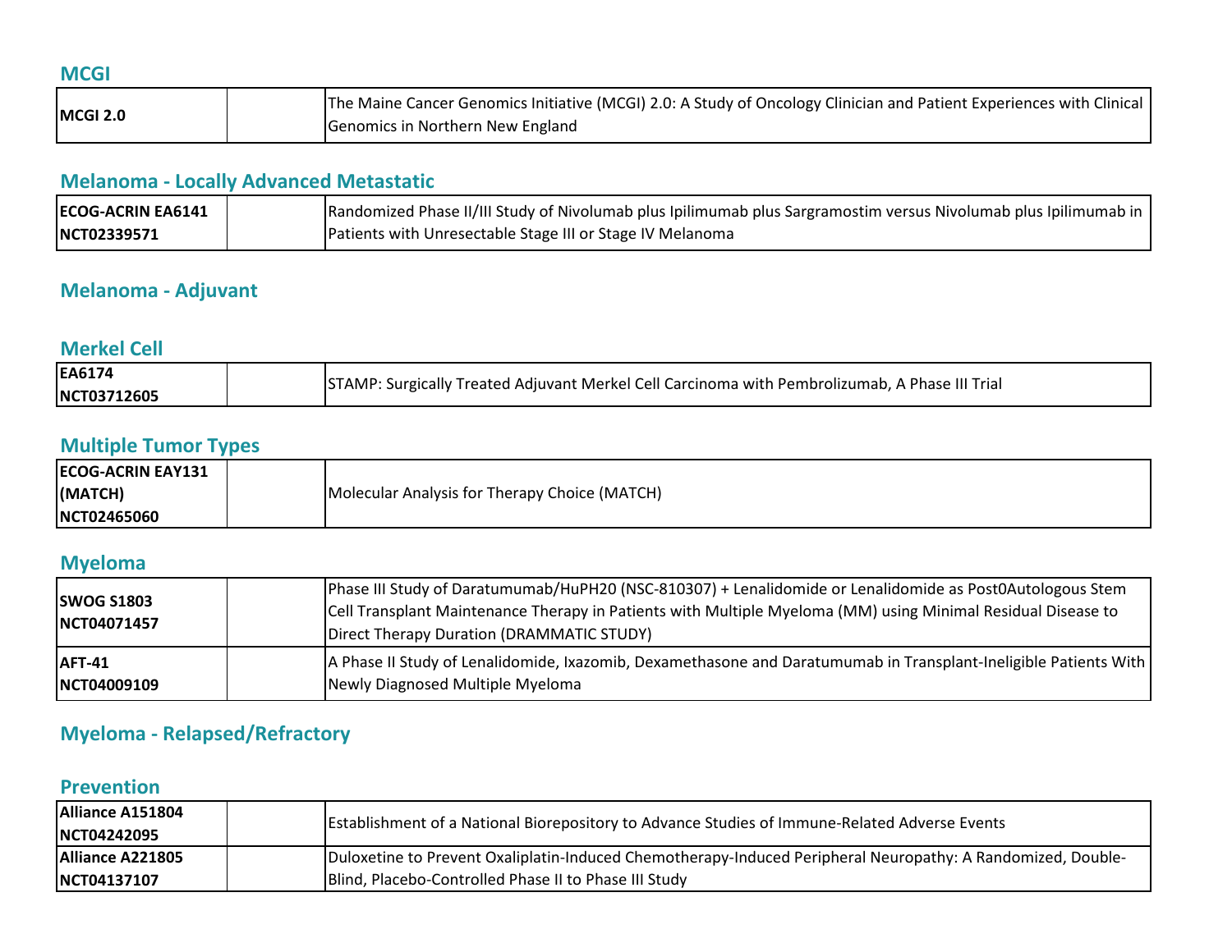## MCGI

| | | |
|---|---|---|
| **MCGI 2.0** | | The Maine Cancer Genomics Initiative (MCGI) 2.0: A Study of Oncology Clinician and Patient Experiences with Clinical Genomics in Northern New England |

## Melanoma - Locally Advanced Metastatic

| | | |
|---|---|---|
| **ECOG-ACRIN EA6141 NCT02339571** | | Randomized Phase II/III Study of Nivolumab plus Ipilimumab plus Sargramostim versus Nivolumab plus Ipilimumab in Patients with Unresectable Stage III or Stage IV Melanoma |

## Melanoma - Adjuvant

## Merkel Cell

| | | |
|---|---|---|
| **EA6174 NCT03712605** | | STAMP: Surgically Treated Adjuvant Merkel Cell Carcinoma with Pembrolizumab, A Phase III Trial |

## Multiple Tumor Types

| | | |
|---|---|---|
| **ECOG-ACRIN EAY131 (MATCH) NCT02465060** | | Molecular Analysis for Therapy Choice (MATCH) |

## Myeloma

| | | |
|---|---|---|
| **SWOG S1803 NCT04071457** | | Phase III Study of Daratumumab/HuPH20 (NSC-810307) + Lenalidomide or Lenalidomide as Post0Autologous Stem Cell Transplant Maintenance Therapy in Patients with Multiple Myeloma (MM) using Minimal Residual Disease to Direct Therapy Duration (DRAMMATIC STUDY) |
| **AFT-41 NCT04009109** | | A Phase II Study of Lenalidomide, Ixazomib, Dexamethasone and Daratumumab in Transplant-Ineligible Patients With Newly Diagnosed Multiple Myeloma |

## Myeloma - Relapsed/Refractory

## Prevention

| | | |
|---|---|---|
| **Alliance A151804 NCT04242095** | | Establishment of a National Biorepository to Advance Studies of Immune-Related Adverse Events |
| **Alliance A221805 NCT04137107** | | Duloxetine to Prevent Oxaliplatin-Induced Chemotherapy-Induced Peripheral Neuropathy: A Randomized, Double-Blind, Placebo-Controlled Phase II to Phase III Study |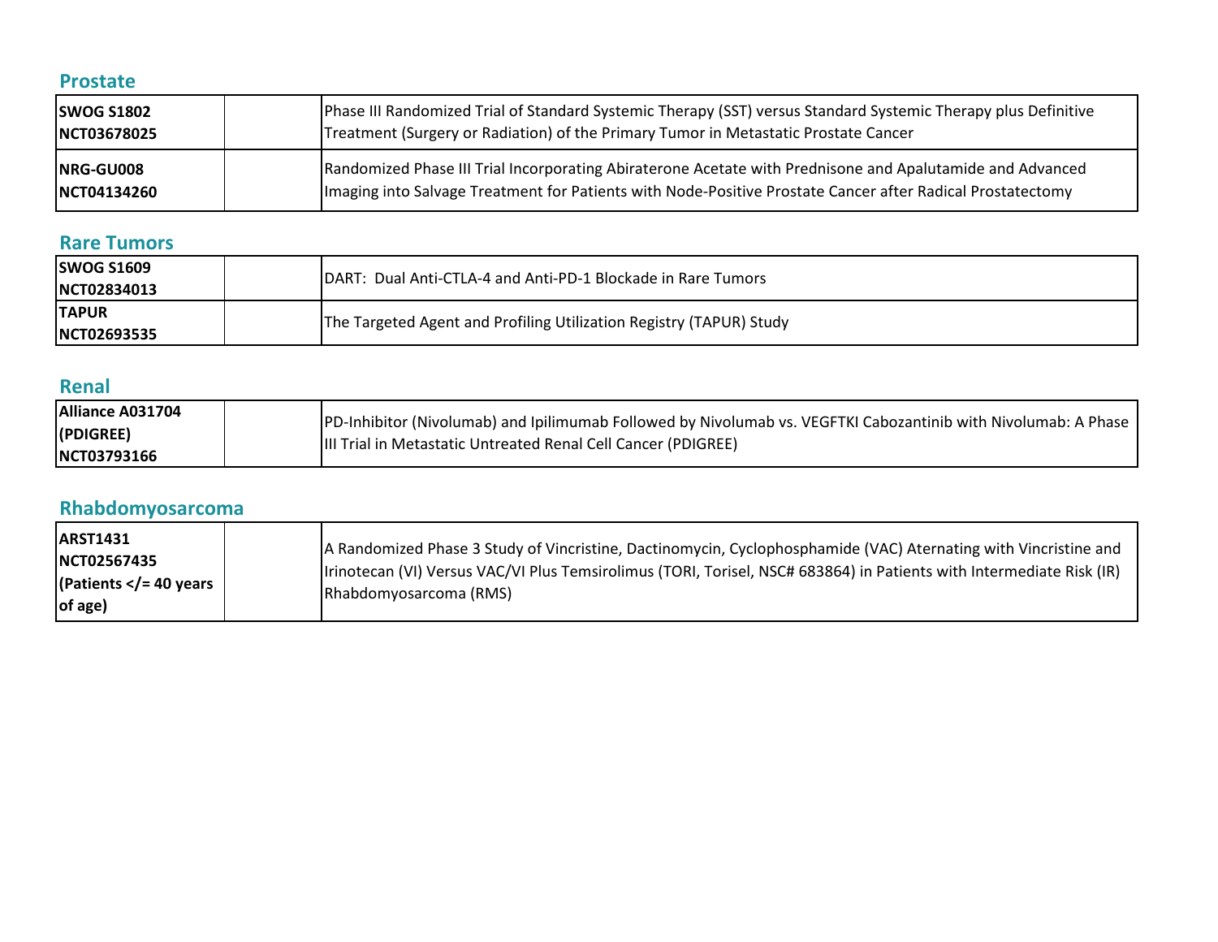## Prostate

| | | |
|---|---|---|
| **SWOG S1802**<br>**NCT03678025** | | Phase III Randomized Trial of Standard Systemic Therapy (SST) versus Standard Systemic Therapy plus Definitive Treatment (Surgery or Radiation) of the Primary Tumor in Metastatic Prostate Cancer |
| **NRG-GU008**<br>**NCT04134260** | | Randomized Phase III Trial Incorporating Abiraterone Acetate with Prednisone and Apalutamide and Advanced Imaging into Salvage Treatment for Patients with Node-Positive Prostate Cancer after Radical Prostatectomy |

## Rare Tumors

| | | |
|---|---|---|
| **SWOG S1609**<br>**NCT02834013** | | DART: Dual Anti-CTLA-4 and Anti-PD-1 Blockade in Rare Tumors |
| **TAPUR**<br>**NCT02693535** | | The Targeted Agent and Profiling Utilization Registry (TAPUR) Study |

## Renal

| | | |
|---|---|---|
| **Alliance A031704**<br>**(PDIGREE)**<br>**NCT03793166** | | PD-Inhibitor (Nivolumab) and Ipilimumab Followed by Nivolumab vs. VEGFTKI Cabozantinib with Nivolumab: A Phase III Trial in Metastatic Untreated Renal Cell Cancer (PDIGREE) |

## Rhabdomyosarcoma

| | | |
|---|---|---|
| **ARST1431**<br>**NCT02567435**<br>**(Patients </= 40 years of age)** | | A Randomized Phase 3 Study of Vincristine, Dactinomycin, Cyclophosphamide (VAC) Aternating with Vincristine and Irinotecan (VI) Versus VAC/VI Plus Temsirolimus (TORI, Torisel, NSC# 683864) in Patients with Intermediate Risk (IR) Rhabdomyosarcoma (RMS) |